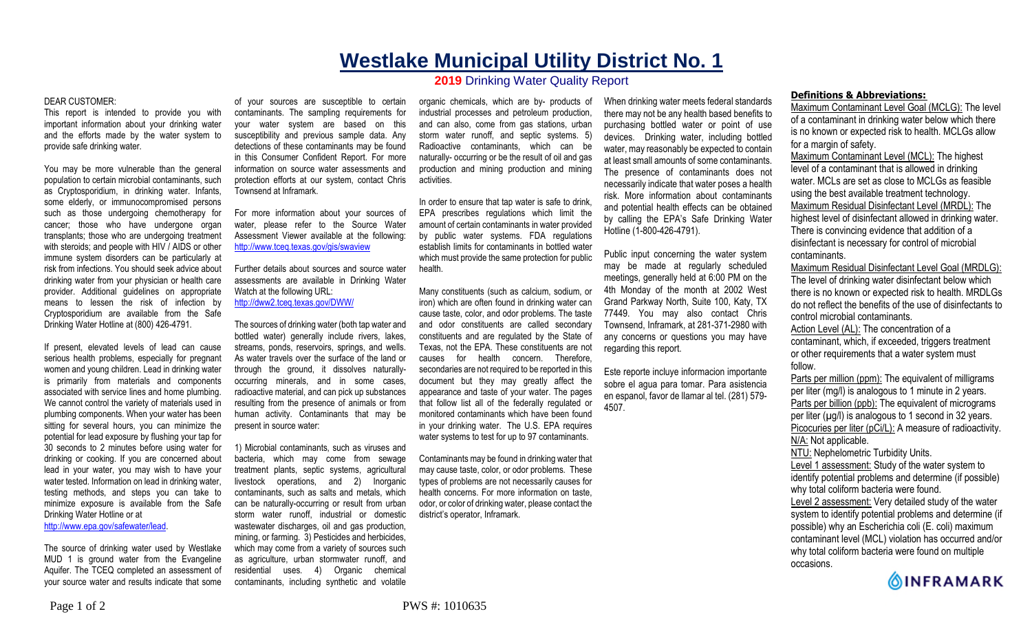# Westlake Municipal Utility District No. 1

## 2019 Drinking Water Quality Report

DEAR CUSTOMER:

This report is intended to provide you with important information about your drinking water and the efforts made by the water system to provide safe drinking water.

You may be more vulnerable than the general population to certain microbial contaminants, such as Cryptosporidium, in drinking water. Infants, some elderly, or immunocompromised persons such as those undergoing chemotherapy for cancer; those who have undergone organ transplants; those who are undergoing treatment with steroids; and people with HIV / AIDS or other immune system disorders can be particularly at risk from infections. You should seek advice about drinking water from your physician or health care provider. Additional guidelines on appropriate means to lessen the risk of infection by Cryptosporidium are available from the Safe Drinking Water Hotline at (800) 426-4791.

If present, elevated levels of lead can cause serious health problems, especially for pregnant women and young children. Lead in drinking water is primarily from materials and components associated with service lines and home plumbing. We cannot control the variety of materials used in plumbing components. When your water has been sitting for several hours, you can minimize the potential for lead exposure by flushing your tap for 30 seconds to 2 minutes before using water for drinking or cooking. If you are concerned about lead in your water, you may wish to have your water tested. Information on lead in drinking water, testing methods, and steps you can take to minimize exposure is available from the Safe Drinking Water Hotline or at http://www.epa.gov/safewater/lead.

The source of drinking water used by Westlake MUD 1 is ground water from the Evangeline Aquifer. The TCEQ completed an assessment of your source water and results indicate that some of your sources are susceptible to certain contaminants. The sampling requirements for your water system are based on this susceptibility and previous sample data. Any detections of these contaminants may be found in this Consumer Confident Report. For more information on source water assessments and protection efforts at our system, contact Chris Townsend at Inframark.

For more information about your sources of water, please refer to the Source Water Assessment Viewer available at the following: http://www.tceq.texas.gov/gis/swaview

Further details about sources and source water assessments are available in Drinking Water Watch at the following URL: http://dww2.tceq.texas.gov/DWW/

The sources of drinking water (both tap water and bottled water) generally include rivers, lakes, streams, ponds, reservoirs, springs, and wells. As water travels over the surface of the land or through the ground, it dissolves naturally-occurring minerals, and in some cases, radioactive material, and can pick up substances resulting from the presence of animals or from human activity. Contaminants that may be present in source water:

1) Microbial contaminants, such as viruses and bacteria, which may come from sewage treatment plants, septic systems, agricultural livestock operations, and 2) Inorganic contaminants, such as salts and metals, which can be naturally-occurring or result from urban storm water runoff, industrial or domestic wastewater discharges, oil and gas production, mining, or farming. 3) Pesticides and herbicides, which may come from a variety of sources such as agriculture, urban stormwater runoff, and residential uses. 4) Organic chemical contaminants, including synthetic and volatile organic chemicals, which are by- products of industrial processes and petroleum production, and can also, come from gas stations, urban storm water runoff, and septic systems. 5) Radioactive contaminants, which can be naturally- occurring or be the result of oil and gas production and mining production and mining activities.

In order to ensure that tap water is safe to drink, EPA prescribes regulations which limit the amount of certain contaminants in water provided by public water systems. FDA regulations establish limits for contaminants in bottled water which must provide the same protection for public health.

Many constituents (such as calcium, sodium, or iron) which are often found in drinking water can cause taste, color, and odor problems. The taste and odor constituents are called secondary constituents and are regulated by the State of Texas, not the EPA. These constituents are not causes for health concern. Therefore, secondaries are not required to be reported in this document but they may greatly affect the appearance and taste of your water. The pages that follow list all of the federally regulated or monitored contaminants which have been found in your drinking water. The U.S. EPA requires water systems to test for up to 97 contaminants.

Contaminants may be found in drinking water that may cause taste, color, or odor problems. These types of problems are not necessarily causes for health concerns. For more information on taste, odor, or color of drinking water, please contact the district's operator, Inframark.

When drinking water meets federal standards there may not be any health based benefits to purchasing bottled water or point of use devices. Drinking water, including bottled water, may reasonably be expected to contain at least small amounts of some contaminants. The presence of contaminants does not necessarily indicate that water poses a health risk. More information about contaminants and potential health effects can be obtained by calling the EPA's Safe Drinking Water Hotline (1-800-426-4791).

Public input concerning the water system may be made at regularly scheduled meetings, generally held at 6:00 PM on the 4th Monday of the month at 2002 West Grand Parkway North, Suite 100, Katy, TX 77449. You may also contact Chris Townsend, Inframark, at 281-371-2980 with any concerns or questions you may have regarding this report.

Este reporte incluye informacion importante sobre el agua para tomar. Para asistencia en espanol, favor de llamar al tel. (281) 579-4507.

### Definitions & Abbreviations:

Maximum Contaminant Level Goal (MCLG): The level of a contaminant in drinking water below which there is no known or expected risk to health. MCLGs allow for a margin of safety.

Maximum Contaminant Level (MCL): The highest level of a contaminant that is allowed in drinking water. MCLs are set as close to MCLGs as feasible using the best available treatment technology.

Maximum Residual Disinfectant Level (MRDL): The highest level of disinfectant allowed in drinking water. There is convincing evidence that addition of a disinfectant is necessary for control of microbial contaminants.

Maximum Residual Disinfectant Level Goal (MRDLG): The level of drinking water disinfectant below which there is no known or expected risk to health. MRDLGs do not reflect the benefits of the use of disinfectants to control microbial contaminants.

Action Level (AL): The concentration of a contaminant, which, if exceeded, triggers treatment or other requirements that a water system must follow.

Parts per million (ppm): The equivalent of milligrams per liter (mg/l) is analogous to 1 minute in 2 years.

Parts per billion (ppb): The equivalent of micrograms per liter (µg/l) is analogous to 1 second in 32 years.

Picocuries per liter (pCi/L): A measure of radioactivity.

N/A: Not applicable.

NTU: Nephelometric Turbidity Units.

Level 1 assessment: Study of the water system to identify potential problems and determine (if possible) why total coliform bacteria were found.

Level 2 assessment: Very detailed study of the water system to identify potential problems and determine (if possible) why an Escherichia coli (E. coli) maximum contaminant level (MCL) violation has occurred and/or why total coliform bacteria were found on multiple occasions.

INFRAMARK

PWS #: 1010635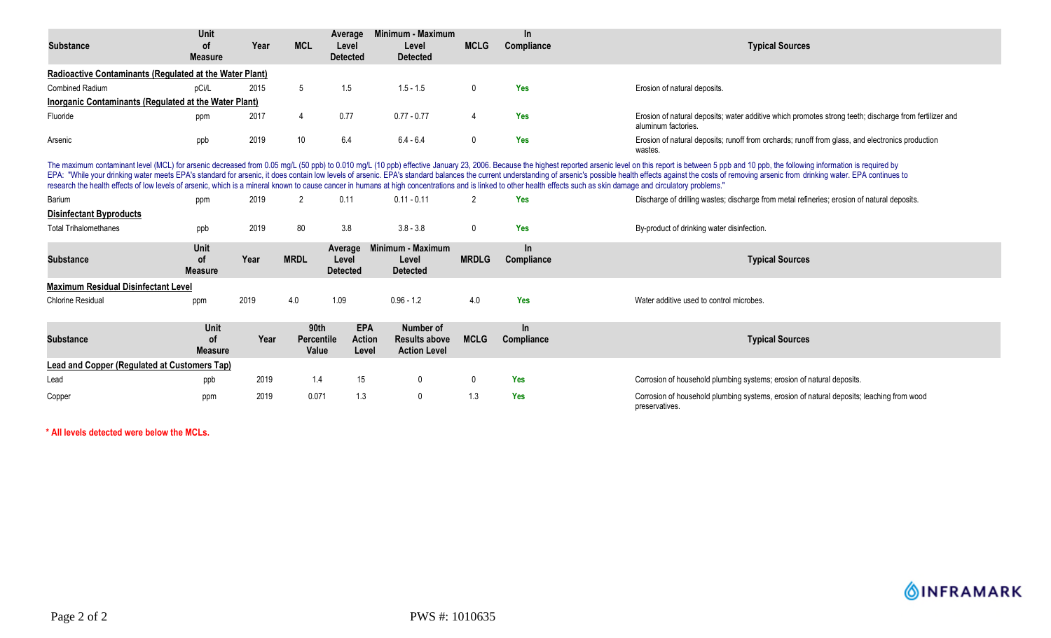| Substance | Unit of Measure | Year | MCL | Average Level Detected | Minimum - Maximum Level Detected | MCLG | In Compliance | Typical Sources |
|---|---|---|---|---|---|---|---|---|
| **Radioactive Contaminants (Regulated at the Water Plant)** | | | | | | | | |
| Combined Radium | pCi/L | 2015 | 5 | 1.5 | 1.5 - 1.5 | 0 | **Yes** | Erosion of natural deposits. |
| **Inorganic Contaminants (Regulated at the Water Plant)** | | | | | | | | |
| Fluoride | ppm | 2017 | 4 | 0.77 | 0.77 - 0.77 | 4 | **Yes** | Erosion of natural deposits; water additive which promotes strong teeth; discharge from fertilizer and aluminum factories. |
| Arsenic | ppb | 2019 | 10 | 6.4 | 6.4 - 6.4 | 0 | **Yes** | Erosion of natural deposits; runoff from orchards; runoff from glass, and electronics production wastes. |

The maximum contaminant level (MCL) for arsenic decreased from 0.05 mg/L (50 ppb) to 0.010 mg/L (10 ppb) effective January 23, 2006. Because the highest reported arsenic level on this report is between 5 ppb and 10 ppb, the following information is required by EPA: "While your drinking water meets EPA's standard for arsenic, it does contain low levels of arsenic. EPA's standard balances the current understanding of arsenic's possible health effects against the costs of removing arsenic from drinking water. EPA continues to research the health effects of low levels of arsenic, which is a mineral known to cause cancer in humans at high concentrations and is linked to other health effects such as skin damage and circulatory problems."

| Substance | Unit of Measure | Year | MCL | Average Level Detected | Minimum - Maximum Level Detected | MCLG | In Compliance | Typical Sources |
|---|---|---|---|---|---|---|---|---|
| Barium | ppm | 2019 | 2 | 0.11 | 0.11 - 0.11 | 2 | **Yes** | Discharge of drilling wastes; discharge from metal refineries; erosion of natural deposits. |
| **Disinfectant Byproducts** | | | | | | | | |
| Total Trihalomethanes | ppb | 2019 | 80 | 3.8 | 3.8 - 3.8 | 0 | **Yes** | By-product of drinking water disinfection. |

| Substance | Unit of Measure | Year | MRDL | Average Level Detected | Minimum - Maximum Level Detected | MRDLG | In Compliance | Typical Sources |
|---|---|---|---|---|---|---|---|---|
| **Maximum Residual Disinfectant Level** | | | | | | | | |
| Chlorine Residual | ppm | 2019 | 4.0 | 1.09 | 0.96 - 1.2 | 4.0 | **Yes** | Water additive used to control microbes. |

| Substance | Unit of Measure | Year | 90th Percentile Value | EPA Action Level | Number of Results above Action Level | MCLG | In Compliance | Typical Sources |
|---|---|---|---|---|---|---|---|---|
| **Lead and Copper (Regulated at Customers Tap)** | | | | | | | | |
| Lead | ppb | 2019 | 1.4 | 15 | 0 | 0 | **Yes** | Corrosion of household plumbing systems; erosion of natural deposits. |
| Copper | ppm | 2019 | 0.071 | 1.3 | 0 | 1.3 | **Yes** | Corrosion of household plumbing systems, erosion of natural deposits; leaching from wood preservatives. |

**\* All levels detected were below the MCLs.**

INFRAMARK

PWS #: 1010635